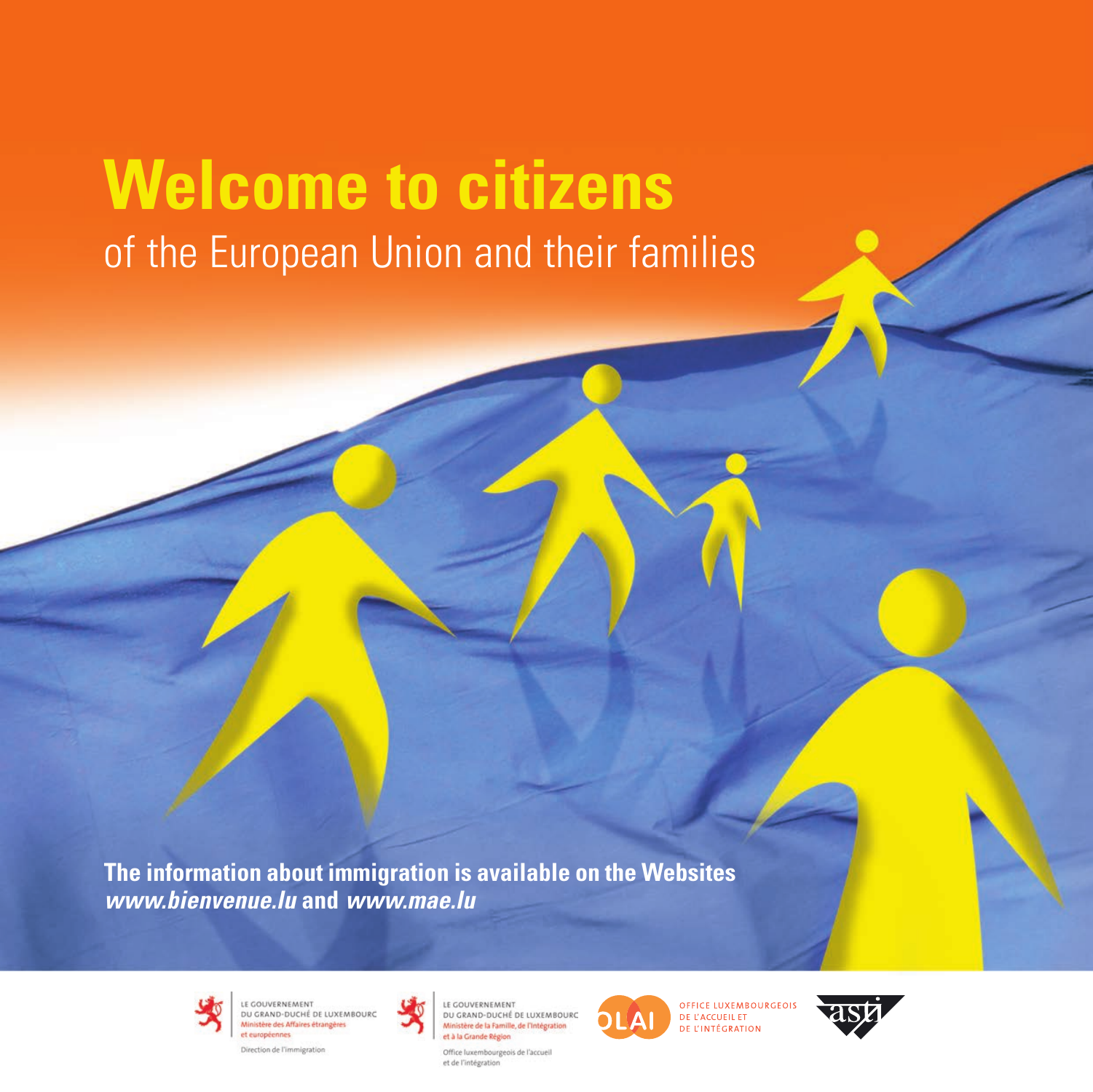# Welcome to citizens

## of the European Union and their families

**The information about immigration is available on the Websites *www.bienvenue.lu* and *www.mae.lu***

LE GOUVERNEMENT DU GRAND-DUCHÉ DE LUXEMBOURG
Ministère des Affaires étrangères et européennes
Direction de l'immigration

LE GOUVERNEMENT DU GRAND-DUCHÉ DE LUXEMBOURG
Ministère de la Famille, de l'Intégration et à la Grande Région
Office luxembourgeois de l'accueil et de l'intégration

OLAI
OFFICE LUXEMBOURGEOIS DE L'ACCUEIL ET DE L'INTÉGRATION

asti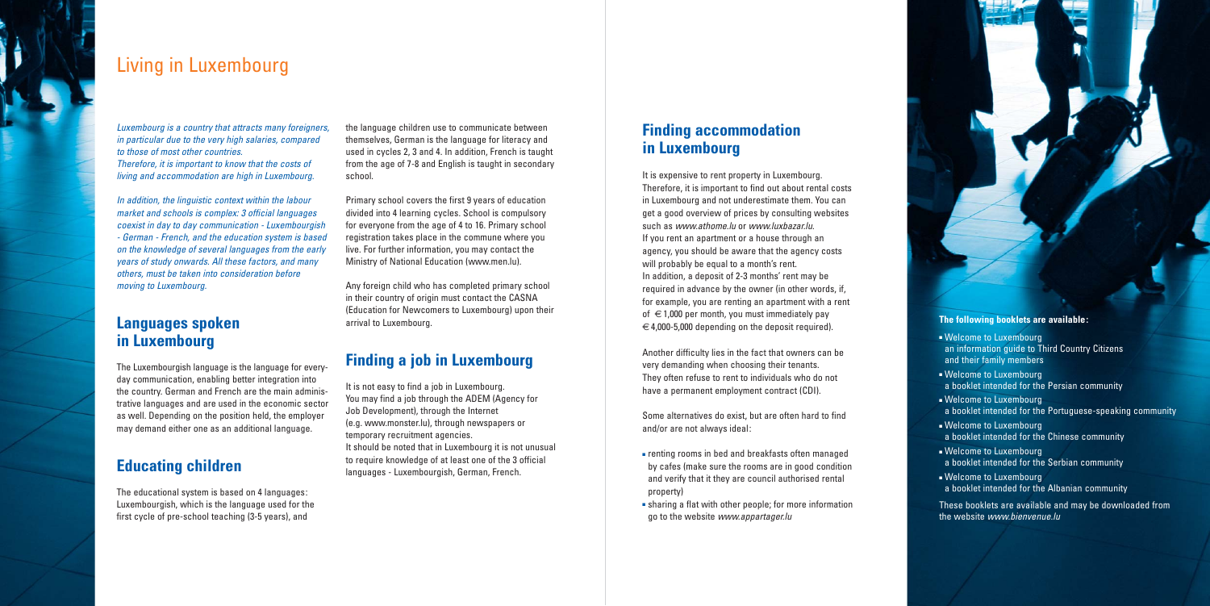# Living in Luxembourg

*Luxembourg is a country that attracts many foreigners, in particular due to the very high salaries, compared to those of most other countries.*
*Therefore, it is important to know that the costs of living and accommodation are high in Luxembourg.*

*In addition, the linguistic context within the labour market and schools is complex: 3 official languages coexist in day to day communication - Luxembourgish - German - French, and the education system is based on the knowledge of several languages from the early years of study onwards. All these factors, and many others, must be taken into consideration before moving to Luxembourg.*

## Languages spoken in Luxembourg

The Luxembourgish language is the language for everyday communication, enabling better integration into the country. German and French are the main administrative languages and are used in the economic sector as well. Depending on the position held, the employer may demand either one as an additional language.

## Educating children

The educational system is based on 4 languages: Luxembourgish, which is the language used for the first cycle of pre-school teaching (3-5 years), and the language children use to communicate between themselves, German is the language for literacy and used in cycles 2, 3 and 4. In addition, French is taught from the age of 7-8 and English is taught in secondary school.

Primary school covers the first 9 years of education divided into 4 learning cycles. School is compulsory for everyone from the age of 4 to 16. Primary school registration takes place in the commune where you live. For further information, you may contact the Ministry of National Education (www.men.lu).

Any foreign child who has completed primary school in their country of origin must contact the CASNA (Education for Newcomers to Luxembourg) upon their arrival to Luxembourg.

## Finding a job in Luxembourg

It is not easy to find a job in Luxembourg.
You may find a job through the ADEM (Agency for Job Development), through the Internet (e.g. www.monster.lu), through newspapers or temporary recruitment agencies.
It should be noted that in Luxembourg it is not unusual to require knowledge of at least one of the 3 official languages - Luxembourgish, German, French.

## Finding accommodation in Luxembourg

It is expensive to rent property in Luxembourg. Therefore, it is important to find out about rental costs in Luxembourg and not underestimate them. You can get a good overview of prices by consulting websites such as *www.athome.lu* or *www.luxbazar.lu*.
If you rent an apartment or a house through an agency, you should be aware that the agency costs will probably be equal to a month's rent.
In addition, a deposit of 2-3 months' rent may be required in advance by the owner (in other words, if, for example, you are renting an apartment with a rent of € 1,000 per month, you must immediately pay € 4,000-5,000 depending on the deposit required).

Another difficulty lies in the fact that owners can be very demanding when choosing their tenants. They often refuse to rent to individuals who do not have a permanent employment contract (CDI).

Some alternatives do exist, but are often hard to find and/or are not always ideal:

- renting rooms in bed and breakfasts often managed by cafes (make sure the rooms are in good condition and verify that it they are council authorised rental property)
- sharing a flat with other people; for more information go to the website *www.appartager.lu*

**The following booklets are available:**

- Welcome to Luxembourg
  an information guide to Third Country Citizens and their family members
- Welcome to Luxembourg
  a booklet intended for the Persian community
- Welcome to Luxembourg
  a booklet intended for the Portuguese-speaking community
- Welcome to Luxembourg
  a booklet intended for the Chinese community
- Welcome to Luxembourg
  a booklet intended for the Serbian community
- Welcome to Luxembourg
  a booklet intended for the Albanian community

These booklets are available and may be downloaded from the website *www.bienvenue.lu*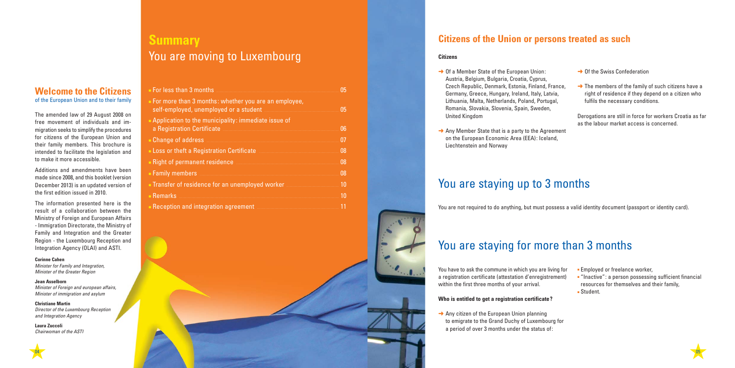## Welcome to the Citizens
of the European Union and to their family

The amended law of 29 August 2008 on free movement of individuals and immigration seeks to simplify the procedures for citizens of the European Union and their family members. This brochure is intended to facilitate the legislation and to make it more accessible.

Additions and amendments have been made since 2008, and this booklet (version December 2013) is an updated version of the first edition issued in 2010.

The information presented here is the result of a collaboration between the Ministry of Foreign and European Affairs - Immigration Directorate, the Ministry of Family and Integration and the Greater Region - the Luxembourg Reception and Integration Agency (OLAI) and ASTI.

**Corinne Cahen**
*Minister for Family and Integration, Minister of the Greater Region*

**Jean Asselborn**
*Minister of Foreign and european affairs, Minister of immigration and asylum*

**Christiane Martin**
*Director of the Luxembourg Reception and Integration Agency*

**Laura Zuccoli**
*Chairwoman of the ASTI*

# Summary
## You are moving to Luxembourg

- For less than 3 months ........ 05
- For more than 3 months: whether you are an employee, self-employed, unemployed or a student ........ 05
- Application to the municipality: immediate issue of a Registration Certificate ........ 06
- Change of address ........ 07
- Loss or theft a Registration Certificate ........ 08
- Right of permanent residence ........ 08
- Family members ........ 08
- Transfer of residence for an unemployed worker ........ 10
- Remarks ........ 10
- Reception and integration agreement ........ 11

## Citizens of the Union or persons treated as such

**Citizens**

- Of a Member State of the European Union: Austria, Belgium, Bulgaria, Croatia, Cyprus, Czech Republic, Denmark, Estonia, Finland, France, Germany, Greece, Hungary, Ireland, Italy, Latvia, Lithuania, Malta, Netherlands, Poland, Portugal, Romania, Slovakia, Slovenia, Spain, Sweden, United Kingdom
- Any Member State that is a party to the Agreement on the European Economic Area (EEA): Iceland, Liechtenstein and Norway
- Of the Swiss Confederation
- The members of the family of such citizens have a right of residence if they depend on a citizen who fulfils the necessary conditions.

Derogations are still in force for workers Croatia as far as the labour market access is concerned.

# You are staying up to 3 months

You are not required to do anything, but must possess a valid identity document (passport or identity card).

# You are staying for more than 3 months

You have to ask the commune in which you are living for a registration certificate (attestation d'enregistrement) within the first three months of your arrival.

**Who is entitled to get a registration certificate?**

- Any citizen of the European Union planning to emigrate to the Grand Duchy of Luxembourg for a period of over 3 months under the status of:
  - Employed or freelance worker,
  - "Inactive": a person possessing sufficient financial resources for themselves and their family,
  - Student.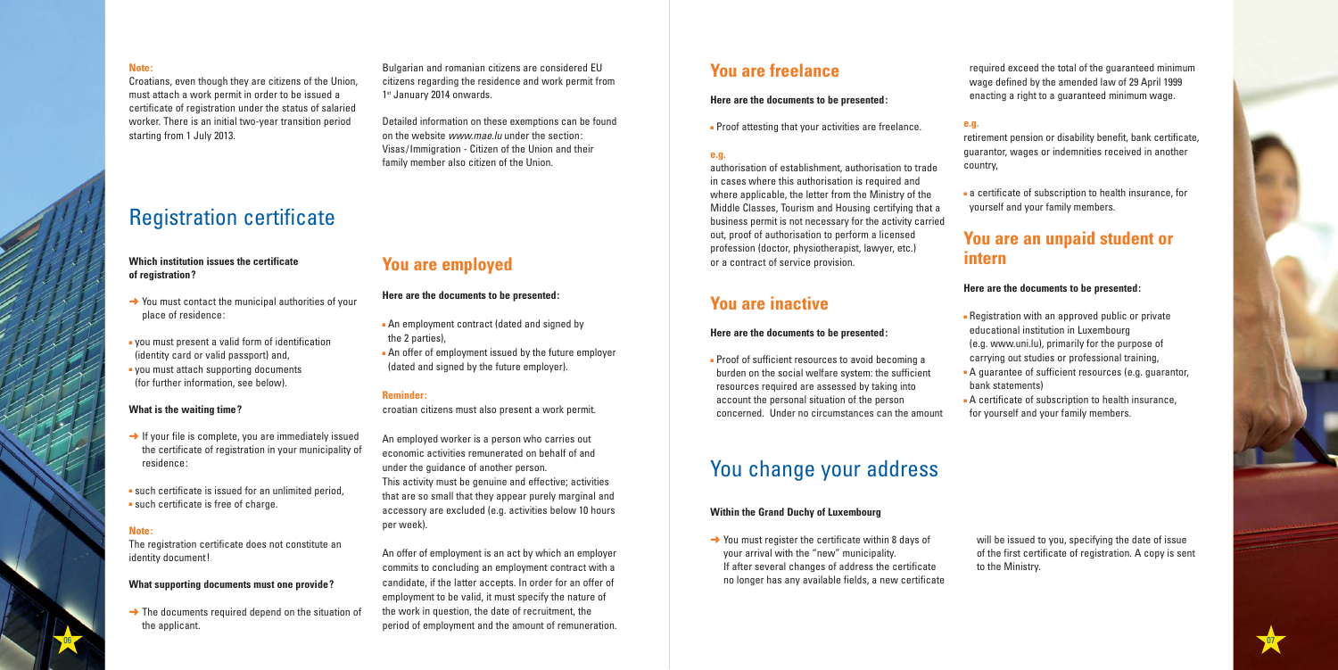**Note:**

Croatians, even though they are citizens of the Union, must attach a work permit in order to be issued a certificate of registration under the status of salaried worker. There is an initial two-year transition period starting from 1 July 2013.

Bulgarian and romanian citizens are considered EU citizens regarding the residence and work permit from 1st January 2014 onwards.

Detailed information on these exemptions can be found on the website *www.mae.lu* under the section: Visas/Immigration - Citizen of the Union and their family member also citizen of the Union.

# Registration certificate

**Which institution issues the certificate of registration?**

➜ You must contact the municipal authorities of your place of residence:

- you must present a valid form of identification (identity card or valid passport) and,
- you must attach supporting documents (for further information, see below).

**What is the waiting time?**

➜ If your file is complete, you are immediately issued the certificate of registration in your municipality of residence:

- such certificate is issued for an unlimited period,
- such certificate is free of charge.

**Note:**

The registration certificate does not constitute an identity document!

**What supporting documents must one provide?**

➜ The documents required depend on the situation of the applicant.

## You are employed

**Here are the documents to be presented:**

- An employment contract (dated and signed by the 2 parties),
- An offer of employment issued by the future employer (dated and signed by the future employer).

**Reminder:**

croatian citizens must also present a work permit.

An employed worker is a person who carries out economic activities remunerated on behalf of and under the guidance of another person.
This activity must be genuine and effective; activities that are so small that they appear purely marginal and accessory are excluded (e.g. activities below 10 hours per week).

An offer of employment is an act by which an employer commits to concluding an employment contract with a candidate, if the latter accepts. In order for an offer of employment to be valid, it must specify the nature of the work in question, the date of recruitment, the period of employment and the amount of remuneration.

## You are freelance

**Here are the documents to be presented:**

- Proof attesting that your activities are freelance.

**e.g.**

authorisation of establishment, authorisation to trade in cases where this authorisation is required and where applicable, the letter from the Ministry of the Middle Classes, Tourism and Housing certifying that a business permit is not necessary for the activity carried out, proof of authorisation to perform a licensed profession (doctor, physiotherapist, lawyer, etc.) or a contract of service provision.

## You are inactive

**Here are the documents to be presented:**

- Proof of sufficient resources to avoid becoming a burden on the social welfare system: the sufficient resources required are assessed by taking into account the personal situation of the person concerned. Under no circumstances can the amount required exceed the total of the guaranteed minimum wage defined by the amended law of 29 April 1999 enacting a right to a guaranteed minimum wage.

**e.g.**

retirement pension or disability benefit, bank certificate, guarantor, wages or indemnities received in another country,

- a certificate of subscription to health insurance, for yourself and your family members.

## You are an unpaid student or intern

**Here are the documents to be presented:**

- Registration with an approved public or private educational institution in Luxembourg (e.g. www.uni.lu), primarily for the purpose of carrying out studies or professional training,
- A guarantee of sufficient resources (e.g. guarantor, bank statements)
- A certificate of subscription to health insurance, for yourself and your family members.

# You change your address

**Within the Grand Duchy of Luxembourg**

➜ You must register the certificate within 8 days of your arrival with the "new" municipality.
If after several changes of address the certificate no longer has any available fields, a new certificate will be issued to you, specifying the date of issue of the first certificate of registration. A copy is sent to the Ministry.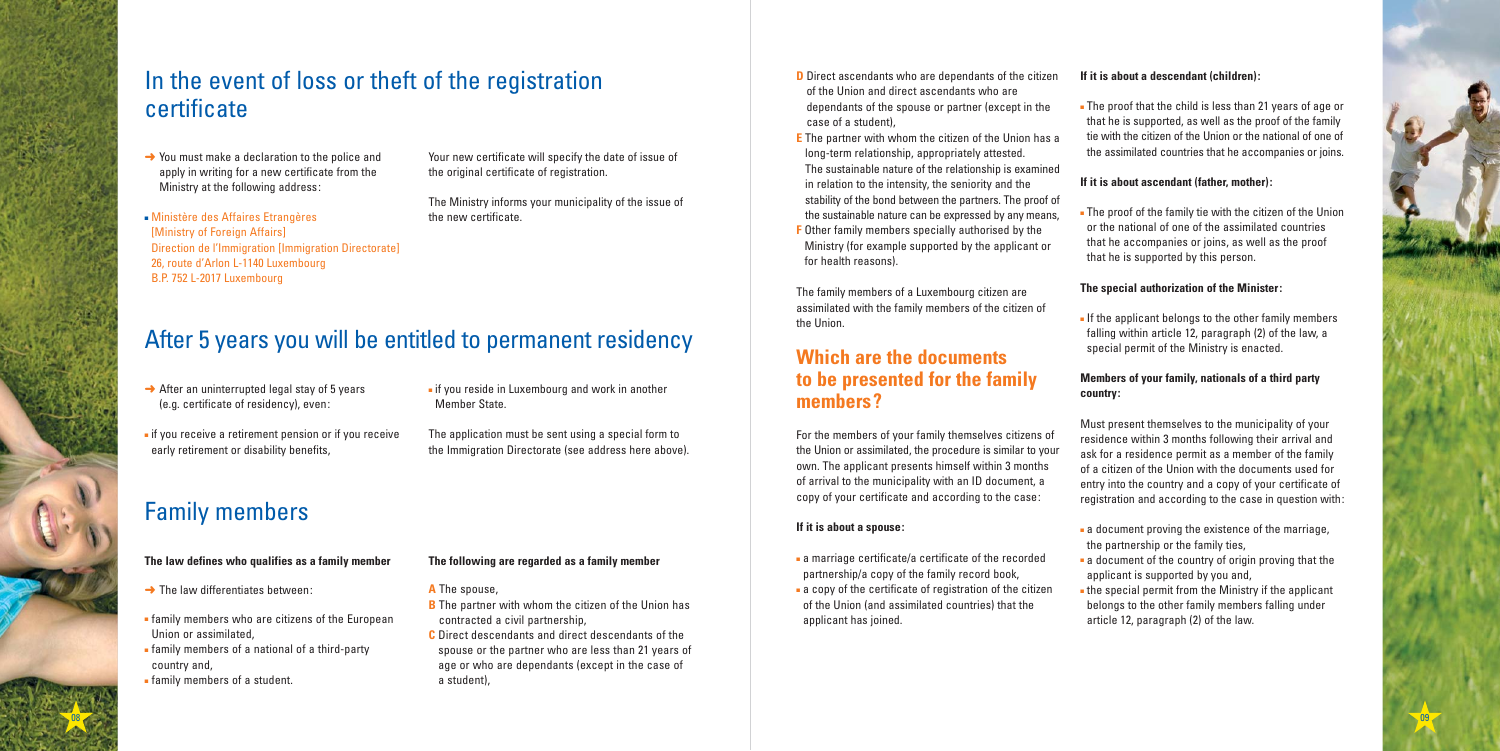## In the event of loss or theft of the registration certificate

→ You must make a declaration to the police and apply in writing for a new certificate from the Ministry at the following address:

- Ministère des Affaires Etrangères [Ministry of Foreign Affairs] Direction de l'Immigration [Immigration Directorate] 26, route d'Arlon L-1140 Luxembourg B.P. 752 L-2017 Luxembourg

Your new certificate will specify the date of issue of the original certificate of registration.

The Ministry informs your municipality of the issue of the new certificate.

## After 5 years you will be entitled to permanent residency

→ After an uninterrupted legal stay of 5 years (e.g. certificate of residency), even:

- if you receive a retirement pension or if you receive early retirement or disability benefits,
- if you reside in Luxembourg and work in another Member State.

The application must be sent using a special form to the Immigration Directorate (see address here above).

## Family members

**The law defines who qualifies as a family member**

→ The law differentiates between:

- family members who are citizens of the European Union or assimilated,
- family members of a national of a third-party country and,
- family members of a student.

**The following are regarded as a family member**

**A** The spouse,

**B** The partner with whom the citizen of the Union has contracted a civil partnership,

**C** Direct descendants and direct descendants of the spouse or the partner who are less than 21 years of age or who are dependants (except in the case of a student),

**D** Direct ascendants who are dependants of the citizen of the Union and direct ascendants who are dependants of the spouse or partner (except in the case of a student),

**E** The partner with whom the citizen of the Union has a long-term relationship, appropriately attested. The sustainable nature of the relationship is examined in relation to the intensity, the seniority and the stability of the bond between the partners. The proof of the sustainable nature can be expressed by any means,

**F** Other family members specially authorised by the Ministry (for example supported by the applicant or for health reasons).

The family members of a Luxembourg citizen are assimilated with the family members of the citizen of the Union.

### Which are the documents to be presented for the family members?

For the members of your family themselves citizens of the Union or assimilated, the procedure is similar to your own. The applicant presents himself within 3 months of arrival to the municipality with an ID document, a copy of your certificate and according to the case:

**If it is about a spouse:**

- a marriage certificate/a certificate of the recorded partnership/a copy of the family record book,
- a copy of the certificate of registration of the citizen of the Union (and assimilated countries) that the applicant has joined.

**If it is about a descendant (children):**

- The proof that the child is less than 21 years of age or that he is supported, as well as the proof of the family tie with the citizen of the Union or the national of one of the assimilated countries that he accompanies or joins.

**If it is about ascendant (father, mother):**

- The proof of the family tie with the citizen of the Union or the national of one of the assimilated countries that he accompanies or joins, as well as the proof that he is supported by this person.

**The special authorization of the Minister:**

- If the applicant belongs to the other family members falling within article 12, paragraph (2) of the law, a special permit of the Ministry is enacted.

**Members of your family, nationals of a third party country:**

Must present themselves to the municipality of your residence within 3 months following their arrival and ask for a residence permit as a member of the family of a citizen of the Union with the documents used for entry into the country and a copy of your certificate of registration and according to the case in question with:

- a document proving the existence of the marriage, the partnership or the family ties,
- a document of the country of origin proving that the applicant is supported by you and,
- the special permit from the Ministry if the applicant belongs to the other family members falling under article 12, paragraph (2) of the law.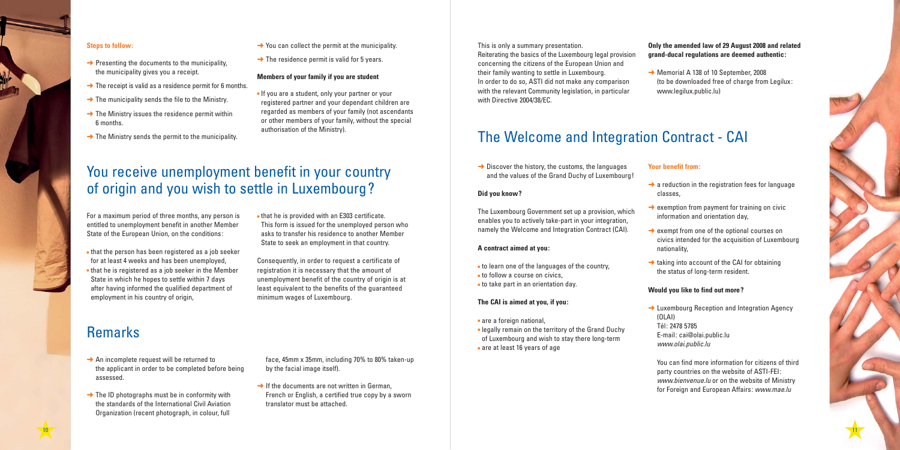**Steps to follow:**

- Presenting the documents to the municipality, the municipality gives you a receipt.
- The receipt is valid as a residence permit for 6 months.
- The municipality sends the file to the Ministry.
- The Ministry issues the residence permit within 6 months.
- The Ministry sends the permit to the municipality.
- You can collect the permit at the municipality.
- The residence permit is valid for 5 years.

**Members of your family if you are student**

- If you are a student, only your partner or your registered partner and your dependant children are regarded as members of your family (not ascendants or other members of your family, without the special authorisation of the Ministry).

## You receive unemployment benefit in your country of origin and you wish to settle in Luxembourg?

For a maximum period of three months, any person is entitled to unemployment benefit in another Member State of the European Union, on the conditions:

- that the person has been registered as a job seeker for at least 4 weeks and has been unemployed,
- that he is registered as a job seeker in the Member State in which he hopes to settle within 7 days after having informed the qualified department of employment in his country of origin,
- that he is provided with an E303 certificate. This form is issued for the unemployed person who asks to transfer his residence to another Member State to seek an employment in that country.

Consequently, in order to request a certificate of registration it is necessary that the amount of unemployment benefit of the country of origin is at least equivalent to the benefits of the guaranteed minimum wages of Luxembourg.

## Remarks

- An incomplete request will be returned to the applicant in order to be completed before being assessed.
- The ID photographs must be in conformity with the standards of the International Civil Aviation Organization (recent photograph, in colour, full face, 45mm x 35mm, including 70% to 80% taken-up by the facial image itself).
- If the documents are not written in German, French or English, a certified true copy by a sworn translator must be attached.

This is only a summary presentation.
Reiterating the basics of the Luxembourg legal provision concerning the citizens of the European Union and their family wanting to settle in Luxembourg.
In order to do so, ASTI did not make any comparison with the relevant Community legislation, in particular with Directive 2004/38/EC.

**Only the amended law of 29 August 2008 and related grand-ducal regulations are deemed authentic:**

- Memorial A 138 of 10 September, 2008 (to be downloaded free of charge from Legilux: www.legilux.public.lu)

## The Welcome and Integration Contract - CAI

- Discover the history, the customs, the languages and the values of the Grand Duchy of Luxembourg!

**Did you know?**

The Luxembourg Government set up a provision, which enables you to actively take-part in your integration, namely the Welcome and Integration Contract (CAI).

**A contract aimed at you:**

- to learn one of the languages of the country,
- to follow a course on civics,
- to take part in an orientation day.

**The CAI is aimed at you, if you:**

- are a foreign national,
- legally remain on the territory of the Grand Duchy of Luxembourg and wish to stay there long-term
- are at least 16 years of age

**Your benefit from:**

- a reduction in the registration fees for language classes,
- exemption from payment for training on civic information and orientation day,
- exempt from one of the optional courses on civics intended for the acquisition of Luxembourg nationality,
- taking into account of the CAI for obtaining the status of long-term resident.

**Would you like to find out more?**

- Luxembourg Reception and Integration Agency (OLAI)
  Tél: 2478 5785
  E-mail: cai@olai.public.lu
  *www.olai.public.lu*

  You can find more information for citizens of third party countries on the website of ASTI-FEI: *www.bienvenue.lu* or on the website of Ministry for Foreign and European Affairs: *www.mae.lu*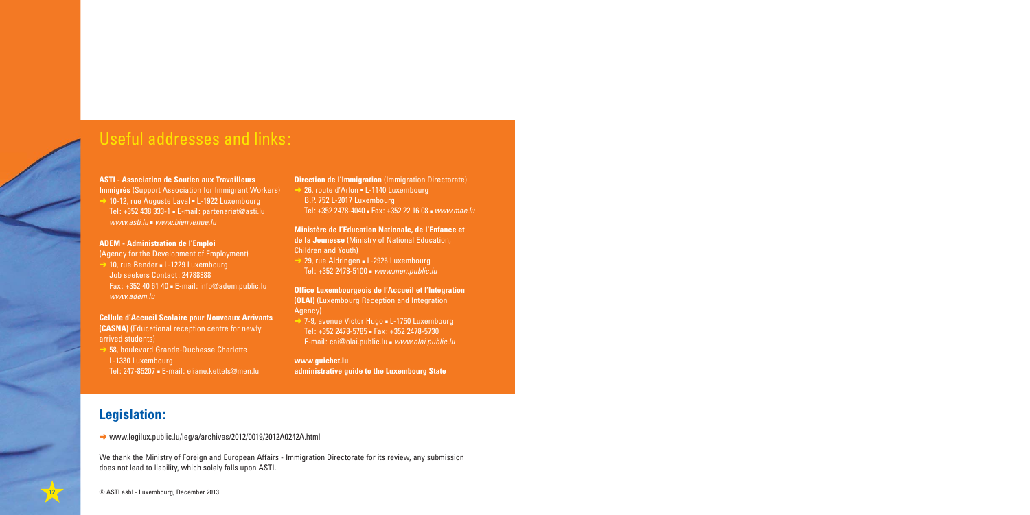## Useful addresses and links:

**ASTI - Association de Soutien aux Travailleurs Immigrés** (Support Association for Immigrant Workers)
→ 10-12, rue Auguste Laval • L-1922 Luxembourg
Tel: +352 438 333-1 • E-mail: partenariat@asti.lu
*www.asti.lu* • *www.bienvenue.lu*

**ADEM - Administration de l'Emploi**
(Agency for the Development of Employment)
→ 10, rue Bender • L-1229 Luxembourg
Job seekers Contact: 24788888
Fax: +352 40 61 40 • E-mail: info@adem.public.lu
*www.adem.lu*

**Cellule d'Accueil Scolaire pour Nouveaux Arrivants (CASNA)** (Educational reception centre for newly arrived students)
→ 58, boulevard Grande-Duchesse Charlotte
L-1330 Luxembourg
Tel: 247-85207 • E-mail: eliane.kettels@men.lu

**Direction de l'Immigration** (Immigration Directorate)
→ 26, route d'Arlon • L-1140 Luxembourg
B.P. 752 L-2017 Luxembourg
Tel: +352 2478-4040 • Fax: +352 22 16 08 • *www.mae.lu*

**Ministère de l'Education Nationale, de l'Enfance et de la Jeunesse** (Ministry of National Education, Children and Youth)
→ 29, rue Aldringen • L-2926 Luxembourg
Tel: +352 2478-5100 • *www.men.public.lu*

**Office Luxembourgeois de l'Accueil et l'Intégration (OLAI)** (Luxembourg Reception and Integration Agency)
→ 7-9, avenue Victor Hugo • L-1750 Luxembourg
Tel: +352 2478-5785 • Fax: +352 2478-5730
E-mail: cai@olai.public.lu • *www.olai.public.lu*

**www.guichet.lu**
**administrative guide to the Luxembourg State**

## Legislation:

→ www.legilux.public.lu/leg/a/archives/2012/0019/2012A0242A.html

We thank the Ministry of Foreign and European Affairs - Immigration Directorate for its review, any submission does not lead to liability, which solely falls upon ASTI.

© ASTI asbl - Luxembourg, December 2013